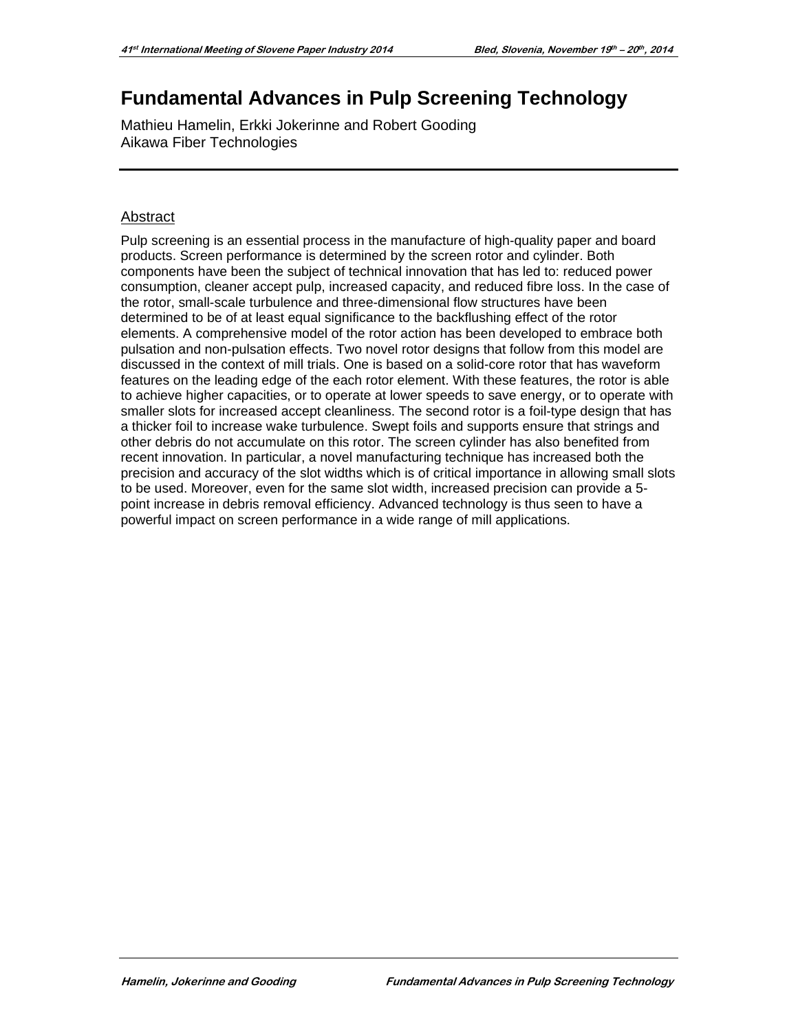# Fundamental Advances in Pulp Screening Technology

Mathieu Hamelin, Erkki Jokerinne and Robert Gooding
Aikawa Fiber Technologies

## Abstract

Pulp screening is an essential process in the manufacture of high-quality paper and board products. Screen performance is determined by the screen rotor and cylinder. Both components have been the subject of technical innovation that has led to: reduced power consumption, cleaner accept pulp, increased capacity, and reduced fibre loss. In the case of the rotor, small-scale turbulence and three-dimensional flow structures have been determined to be of at least equal significance to the backflushing effect of the rotor elements. A comprehensive model of the rotor action has been developed to embrace both pulsation and non-pulsation effects. Two novel rotor designs that follow from this model are discussed in the context of mill trials. One is based on a solid-core rotor that has waveform features on the leading edge of the each rotor element. With these features, the rotor is able to achieve higher capacities, or to operate at lower speeds to save energy, or to operate with smaller slots for increased accept cleanliness. The second rotor is a foil-type design that has a thicker foil to increase wake turbulence. Swept foils and supports ensure that strings and other debris do not accumulate on this rotor. The screen cylinder has also benefited from recent innovation. In particular, a novel manufacturing technique has increased both the precision and accuracy of the slot widths which is of critical importance in allowing small slots to be used. Moreover, even for the same slot width, increased precision can provide a 5-point increase in debris removal efficiency. Advanced technology is thus seen to have a powerful impact on screen performance in a wide range of mill applications.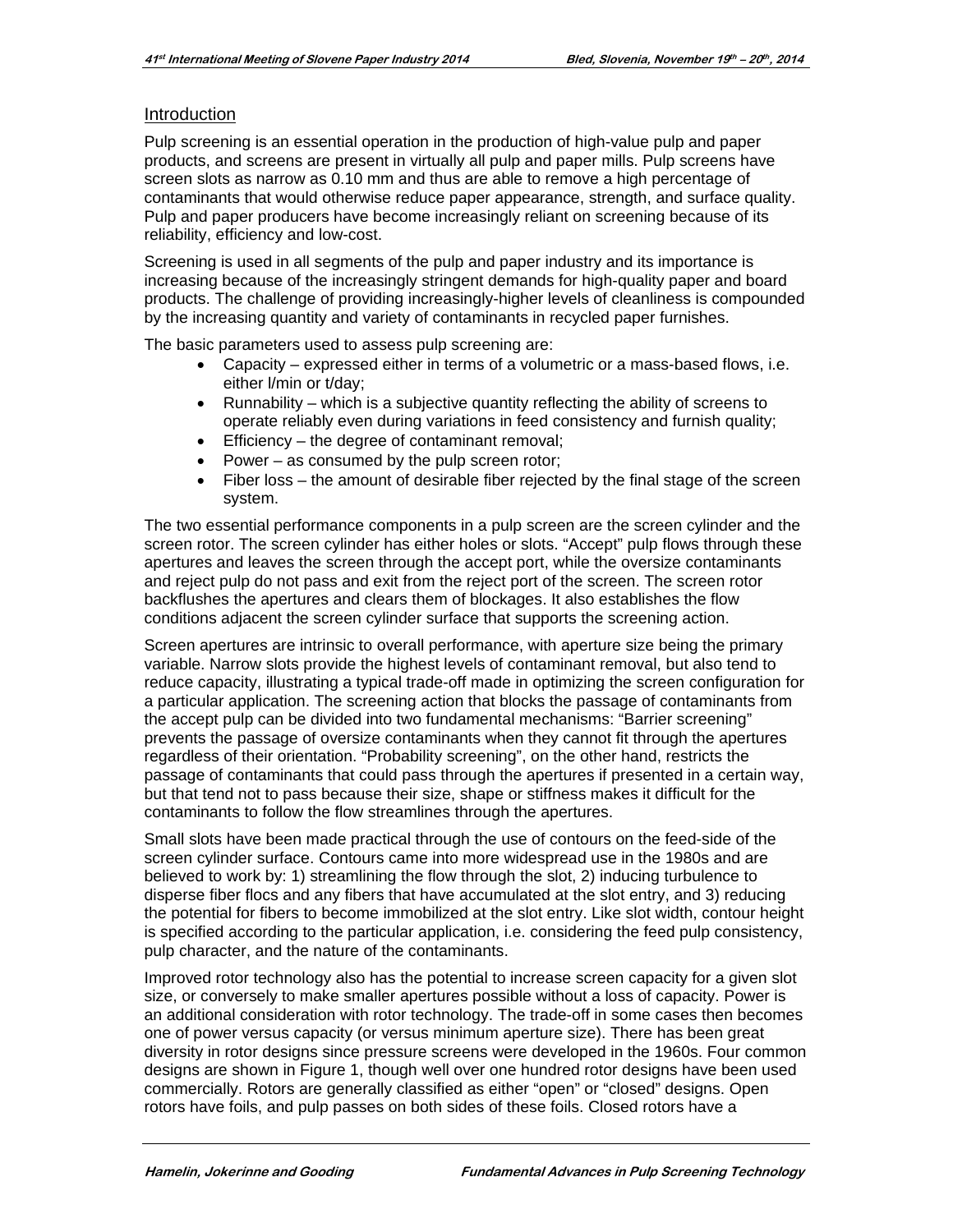## Introduction

Pulp screening is an essential operation in the production of high-value pulp and paper products, and screens are present in virtually all pulp and paper mills. Pulp screens have screen slots as narrow as 0.10 mm and thus are able to remove a high percentage of contaminants that would otherwise reduce paper appearance, strength, and surface quality. Pulp and paper producers have become increasingly reliant on screening because of its reliability, efficiency and low-cost.

Screening is used in all segments of the pulp and paper industry and its importance is increasing because of the increasingly stringent demands for high-quality paper and board products. The challenge of providing increasingly-higher levels of cleanliness is compounded by the increasing quantity and variety of contaminants in recycled paper furnishes.

The basic parameters used to assess pulp screening are:

- Capacity – expressed either in terms of a volumetric or a mass-based flows, i.e. either l/min or t/day;
- Runnability – which is a subjective quantity reflecting the ability of screens to operate reliably even during variations in feed consistency and furnish quality;
- Efficiency – the degree of contaminant removal;
- Power – as consumed by the pulp screen rotor;
- Fiber loss – the amount of desirable fiber rejected by the final stage of the screen system.

The two essential performance components in a pulp screen are the screen cylinder and the screen rotor. The screen cylinder has either holes or slots. "Accept" pulp flows through these apertures and leaves the screen through the accept port, while the oversize contaminants and reject pulp do not pass and exit from the reject port of the screen. The screen rotor backflushes the apertures and clears them of blockages. It also establishes the flow conditions adjacent the screen cylinder surface that supports the screening action.

Screen apertures are intrinsic to overall performance, with aperture size being the primary variable. Narrow slots provide the highest levels of contaminant removal, but also tend to reduce capacity, illustrating a typical trade-off made in optimizing the screen configuration for a particular application. The screening action that blocks the passage of contaminants from the accept pulp can be divided into two fundamental mechanisms: "Barrier screening" prevents the passage of oversize contaminants when they cannot fit through the apertures regardless of their orientation. "Probability screening", on the other hand, restricts the passage of contaminants that could pass through the apertures if presented in a certain way, but that tend not to pass because their size, shape or stiffness makes it difficult for the contaminants to follow the flow streamlines through the apertures.

Small slots have been made practical through the use of contours on the feed-side of the screen cylinder surface. Contours came into more widespread use in the 1980s and are believed to work by: 1) streamlining the flow through the slot, 2) inducing turbulence to disperse fiber flocs and any fibers that have accumulated at the slot entry, and 3) reducing the potential for fibers to become immobilized at the slot entry. Like slot width, contour height is specified according to the particular application, i.e. considering the feed pulp consistency, pulp character, and the nature of the contaminants.

Improved rotor technology also has the potential to increase screen capacity for a given slot size, or conversely to make smaller apertures possible without a loss of capacity. Power is an additional consideration with rotor technology. The trade-off in some cases then becomes one of power versus capacity (or versus minimum aperture size). There has been great diversity in rotor designs since pressure screens were developed in the 1960s. Four common designs are shown in Figure 1, though well over one hundred rotor designs have been used commercially. Rotors are generally classified as either "open" or "closed" designs. Open rotors have foils, and pulp passes on both sides of these foils. Closed rotors have a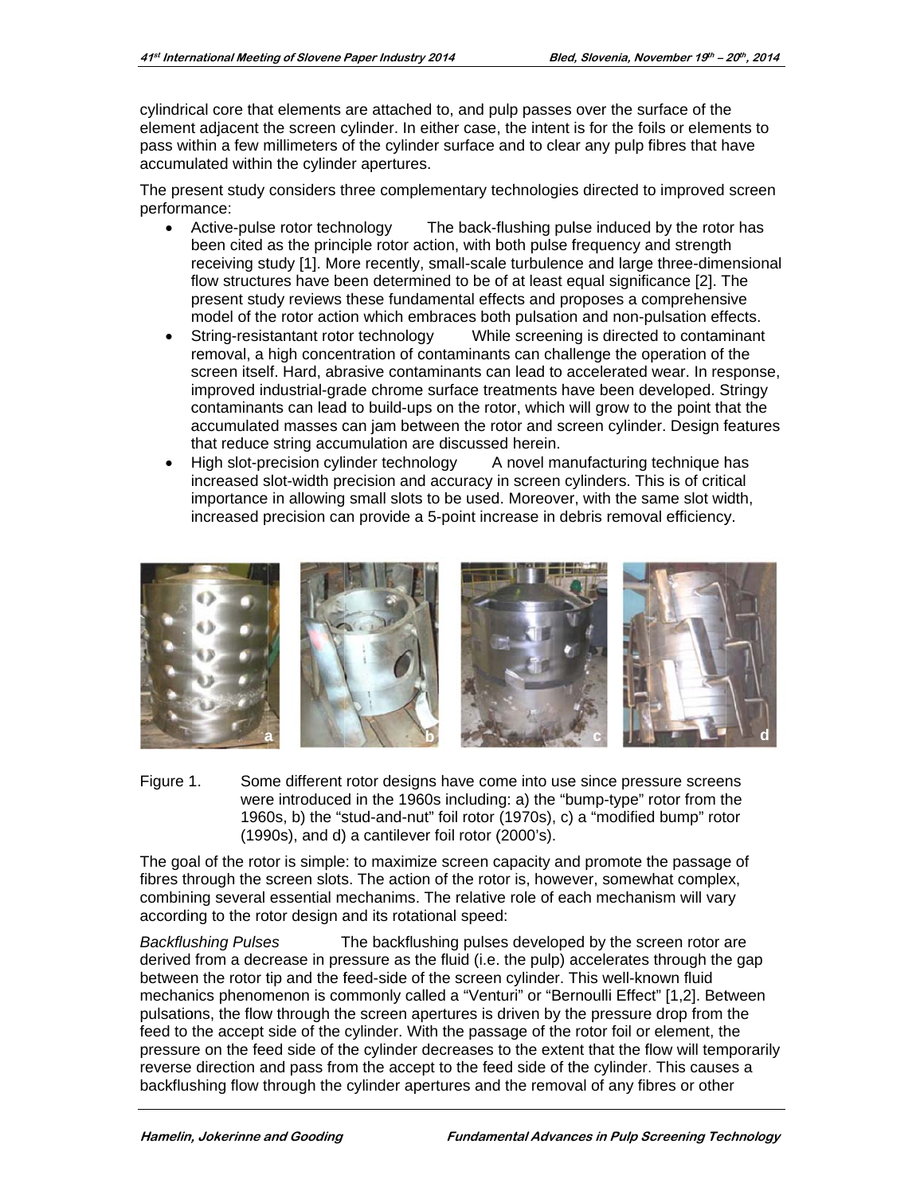cylindrical core that elements are attached to, and pulp passes over the surface of the element adjacent the screen cylinder. In either case, the intent is for the foils or elements to pass within a few millimeters of the cylinder surface and to clear any pulp fibres that have accumulated within the cylinder apertures.

The present study considers three complementary technologies directed to improved screen performance:

- Active-pulse rotor technology   The back-flushing pulse induced by the rotor has been cited as the principle rotor action, with both pulse frequency and strength receiving study [1]. More recently, small-scale turbulence and large three-dimensional flow structures have been determined to be of at least equal significance [2]. The present study reviews these fundamental effects and proposes a comprehensive model of the rotor action which embraces both pulsation and non-pulsation effects.
- String-resistantant rotor technology   While screening is directed to contaminant removal, a high concentration of contaminants can challenge the operation of the screen itself. Hard, abrasive contaminants can lead to accelerated wear. In response, improved industrial-grade chrome surface treatments have been developed. Stringy contaminants can lead to build-ups on the rotor, which will grow to the point that the accumulated masses can jam between the rotor and screen cylinder. Design features that reduce string accumulation are discussed herein.
- High slot-precision cylinder technology   A novel manufacturing technique has increased slot-width precision and accuracy in screen cylinders. This is of critical importance in allowing small slots to be used. Moreover, with the same slot width, increased precision can provide a 5-point increase in debris removal efficiency.

Figure 1. Some different rotor designs have come into use since pressure screens were introduced in the 1960s including: a) the "bump-type" rotor from the 1960s, b) the "stud-and-nut" foil rotor (1970s), c) a "modified bump" rotor (1990s), and d) a cantilever foil rotor (2000's).

The goal of the rotor is simple: to maximize screen capacity and promote the passage of fibres through the screen slots. The action of the rotor is, however, somewhat complex, combining several essential mechanims. The relative role of each mechanism will vary according to the rotor design and its rotational speed:

*Backflushing Pulses*   The backflushing pulses developed by the screen rotor are derived from a decrease in pressure as the fluid (i.e. the pulp) accelerates through the gap between the rotor tip and the feed-side of the screen cylinder. This well-known fluid mechanics phenomenon is commonly called a "Venturi" or "Bernoulli Effect" [1,2]. Between pulsations, the flow through the screen apertures is driven by the pressure drop from the feed to the accept side of the cylinder. With the passage of the rotor foil or element, the pressure on the feed side of the cylinder decreases to the extent that the flow will temporarily reverse direction and pass from the accept to the feed side of the cylinder. This causes a backflushing flow through the cylinder apertures and the removal of any fibres or other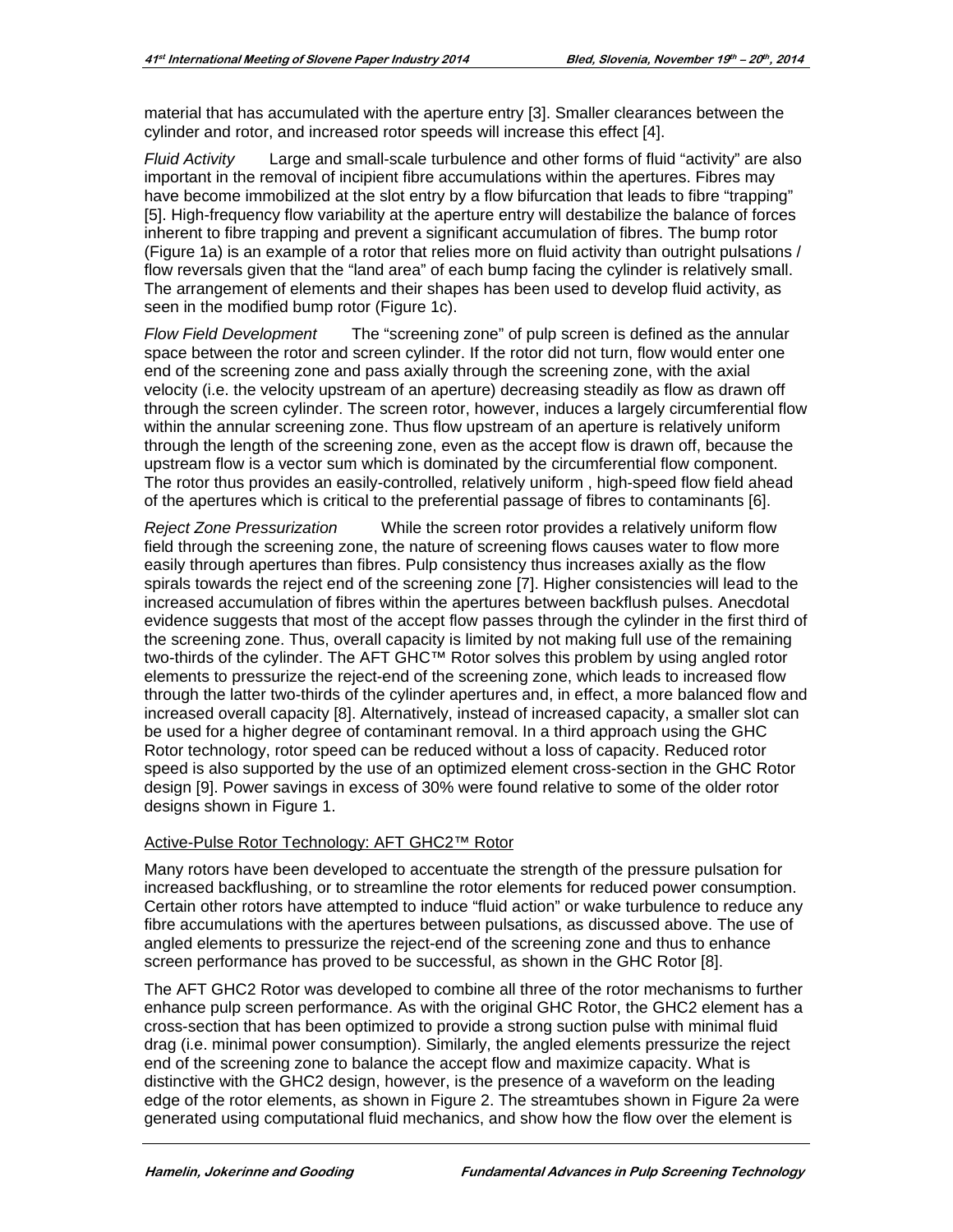material that has accumulated with the aperture entry [3]. Smaller clearances between the cylinder and rotor, and increased rotor speeds will increase this effect [4].

*Fluid Activity* Large and small-scale turbulence and other forms of fluid "activity" are also important in the removal of incipient fibre accumulations within the apertures. Fibres may have become immobilized at the slot entry by a flow bifurcation that leads to fibre "trapping" [5]. High-frequency flow variability at the aperture entry will destabilize the balance of forces inherent to fibre trapping and prevent a significant accumulation of fibres. The bump rotor (Figure 1a) is an example of a rotor that relies more on fluid activity than outright pulsations / flow reversals given that the "land area" of each bump facing the cylinder is relatively small. The arrangement of elements and their shapes has been used to develop fluid activity, as seen in the modified bump rotor (Figure 1c).

*Flow Field Development* The "screening zone" of pulp screen is defined as the annular space between the rotor and screen cylinder. If the rotor did not turn, flow would enter one end of the screening zone and pass axially through the screening zone, with the axial velocity (i.e. the velocity upstream of an aperture) decreasing steadily as flow as drawn off through the screen cylinder. The screen rotor, however, induces a largely circumferential flow within the annular screening zone. Thus flow upstream of an aperture is relatively uniform through the length of the screening zone, even as the accept flow is drawn off, because the upstream flow is a vector sum which is dominated by the circumferential flow component. The rotor thus provides an easily-controlled, relatively uniform , high-speed flow field ahead of the apertures which is critical to the preferential passage of fibres to contaminants [6].

*Reject Zone Pressurization* While the screen rotor provides a relatively uniform flow field through the screening zone, the nature of screening flows causes water to flow more easily through apertures than fibres. Pulp consistency thus increases axially as the flow spirals towards the reject end of the screening zone [7]. Higher consistencies will lead to the increased accumulation of fibres within the apertures between backflush pulses. Anecdotal evidence suggests that most of the accept flow passes through the cylinder in the first third of the screening zone. Thus, overall capacity is limited by not making full use of the remaining two-thirds of the cylinder. The AFT GHC™ Rotor solves this problem by using angled rotor elements to pressurize the reject-end of the screening zone, which leads to increased flow through the latter two-thirds of the cylinder apertures and, in effect, a more balanced flow and increased overall capacity [8]. Alternatively, instead of increased capacity, a smaller slot can be used for a higher degree of contaminant removal. In a third approach using the GHC Rotor technology, rotor speed can be reduced without a loss of capacity. Reduced rotor speed is also supported by the use of an optimized element cross-section in the GHC Rotor design [9]. Power savings in excess of 30% were found relative to some of the older rotor designs shown in Figure 1.

## Active-Pulse Rotor Technology: AFT GHC2™ Rotor

Many rotors have been developed to accentuate the strength of the pressure pulsation for increased backflushing, or to streamline the rotor elements for reduced power consumption. Certain other rotors have attempted to induce "fluid action" or wake turbulence to reduce any fibre accumulations with the apertures between pulsations, as discussed above. The use of angled elements to pressurize the reject-end of the screening zone and thus to enhance screen performance has proved to be successful, as shown in the GHC Rotor [8].

The AFT GHC2 Rotor was developed to combine all three of the rotor mechanisms to further enhance pulp screen performance. As with the original GHC Rotor, the GHC2 element has a cross-section that has been optimized to provide a strong suction pulse with minimal fluid drag (i.e. minimal power consumption). Similarly, the angled elements pressurize the reject end of the screening zone to balance the accept flow and maximize capacity. What is distinctive with the GHC2 design, however, is the presence of a waveform on the leading edge of the rotor elements, as shown in Figure 2. The streamtubes shown in Figure 2a were generated using computational fluid mechanics, and show how the flow over the element is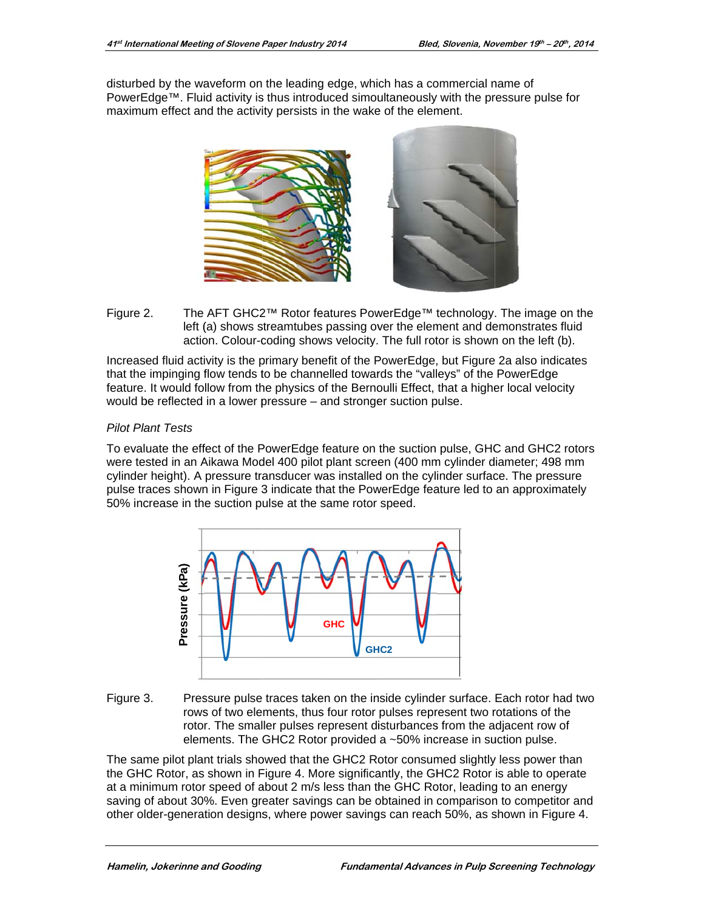disturbed by the waveform on the leading edge, which has a commercial name of PowerEdge™. Fluid activity is thus introduced simultaneously with the pressure pulse for maximum effect and the activity persists in the wake of the element.

Figure 2. The AFT GHC2™ Rotor features PowerEdge™ technology. The image on the left (a) shows streamtubes passing over the element and demonstrates fluid action. Colour-coding shows velocity. The full rotor is shown on the left (b).

Increased fluid activity is the primary benefit of the PowerEdge, but Figure 2a also indicates that the impinging flow tends to be channelled towards the "valleys" of the PowerEdge feature. It would follow from the physics of the Bernoulli Effect, that a higher local velocity would be reflected in a lower pressure – and stronger suction pulse.

*Pilot Plant Tests*

To evaluate the effect of the PowerEdge feature on the suction pulse, GHC and GHC2 rotors were tested in an Aikawa Model 400 pilot plant screen (400 mm cylinder diameter; 498 mm cylinder height). A pressure transducer was installed on the cylinder surface. The pressure pulse traces shown in Figure 3 indicate that the PowerEdge feature led to an approximately 50% increase in the suction pulse at the same rotor speed.

Figure 3. Pressure pulse traces taken on the inside cylinder surface. Each rotor had two rows of two elements, thus four rotor pulses represent two rotations of the rotor. The smaller pulses represent disturbances from the adjacent row of elements. The GHC2 Rotor provided a ~50% increase in suction pulse.

The same pilot plant trials showed that the GHC2 Rotor consumed slightly less power than the GHC Rotor, as shown in Figure 4. More significantly, the GHC2 Rotor is able to operate at a minimum rotor speed of about 2 m/s less than the GHC Rotor, leading to an energy saving of about 30%. Even greater savings can be obtained in comparison to competitor and other older-generation designs, where power savings can reach 50%, as shown in Figure 4.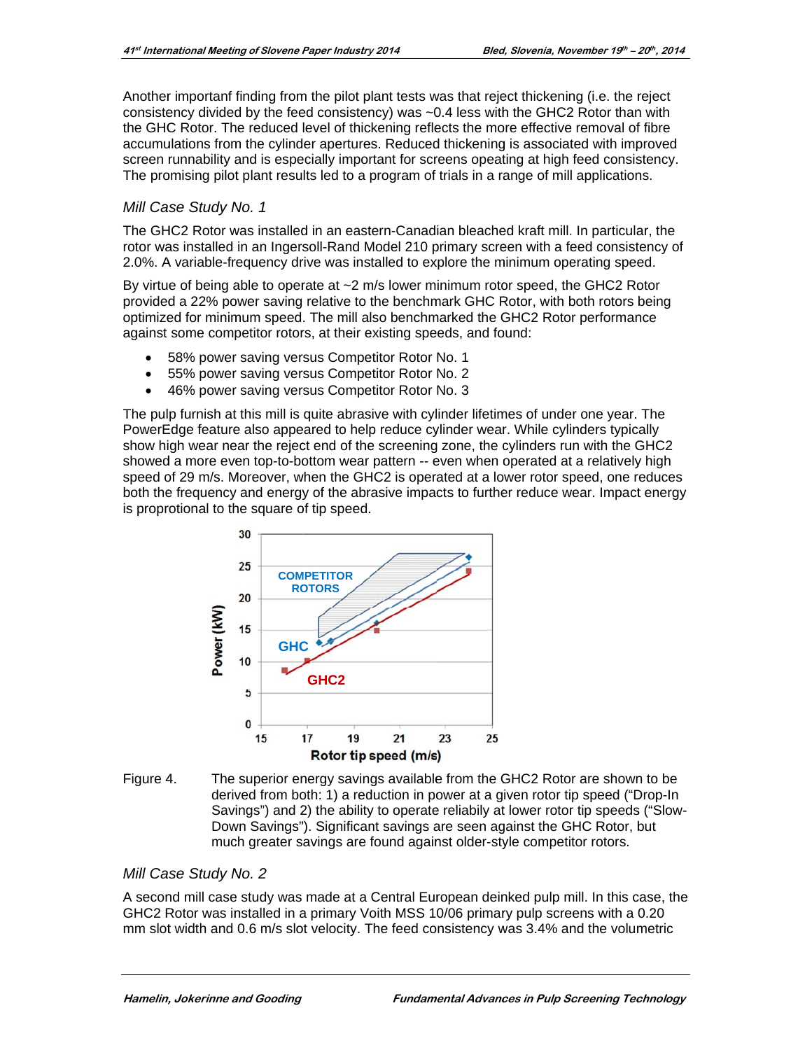Another importanf finding from the pilot plant tests was that reject thickening (i.e. the reject consistency divided by the feed consistency) was ~0.4 less with the GHC2 Rotor than with the GHC Rotor. The reduced level of thickening reflects the more effective removal of fibre accumulations from the cylinder apertures. Reduced thickening is associated with improved screen runnability and is especially important for screens opeating at high feed consistency. The promising pilot plant results led to a program of trials in a range of mill applications.

### *Mill Case Study No. 1*

The GHC2 Rotor was installed in an eastern-Canadian bleached kraft mill. In particular, the rotor was installed in an Ingersoll-Rand Model 210 primary screen with a feed consistency of 2.0%. A variable-frequency drive was installed to explore the minimum operating speed.

By virtue of being able to operate at ~2 m/s lower minimum rotor speed, the GHC2 Rotor provided a 22% power saving relative to the benchmark GHC Rotor, with both rotors being optimized for minimum speed. The mill also benchmarked the GHC2 Rotor performance against some competitor rotors, at their existing speeds, and found:

- 58% power saving versus Competitor Rotor No. 1
- 55% power saving versus Competitor Rotor No. 2
- 46% power saving versus Competitor Rotor No. 3

The pulp furnish at this mill is quite abrasive with cylinder lifetimes of under one year. The PowerEdge feature also appeared to help reduce cylinder wear. While cylinders typically show high wear near the reject end of the screening zone, the cylinders run with the GHC2 showed a more even top-to-bottom wear pattern -- even when operated at a relatively high speed of 29 m/s. Moreover, when the GHC2 is operated at a lower rotor speed, one reduces both the frequency and energy of the abrasive impacts to further reduce wear. Impact energy is proprotional to the square of tip speed.

Figure 4. The superior energy savings available from the GHC2 Rotor are shown to be derived from both: 1) a reduction in power at a given rotor tip speed ("Drop-In Savings") and 2) the ability to operate reliably at lower rotor tip speeds ("Slow-Down Savings"). Significant savings are seen against the GHC Rotor, but much greater savings are found against older-style competitor rotors.

### *Mill Case Study No. 2*

A second mill case study was made at a Central European deinked pulp mill. In this case, the GHC2 Rotor was installed in a primary Voith MSS 10/06 primary pulp screens with a 0.20 mm slot width and 0.6 m/s slot velocity. The feed consistency was 3.4% and the volumetric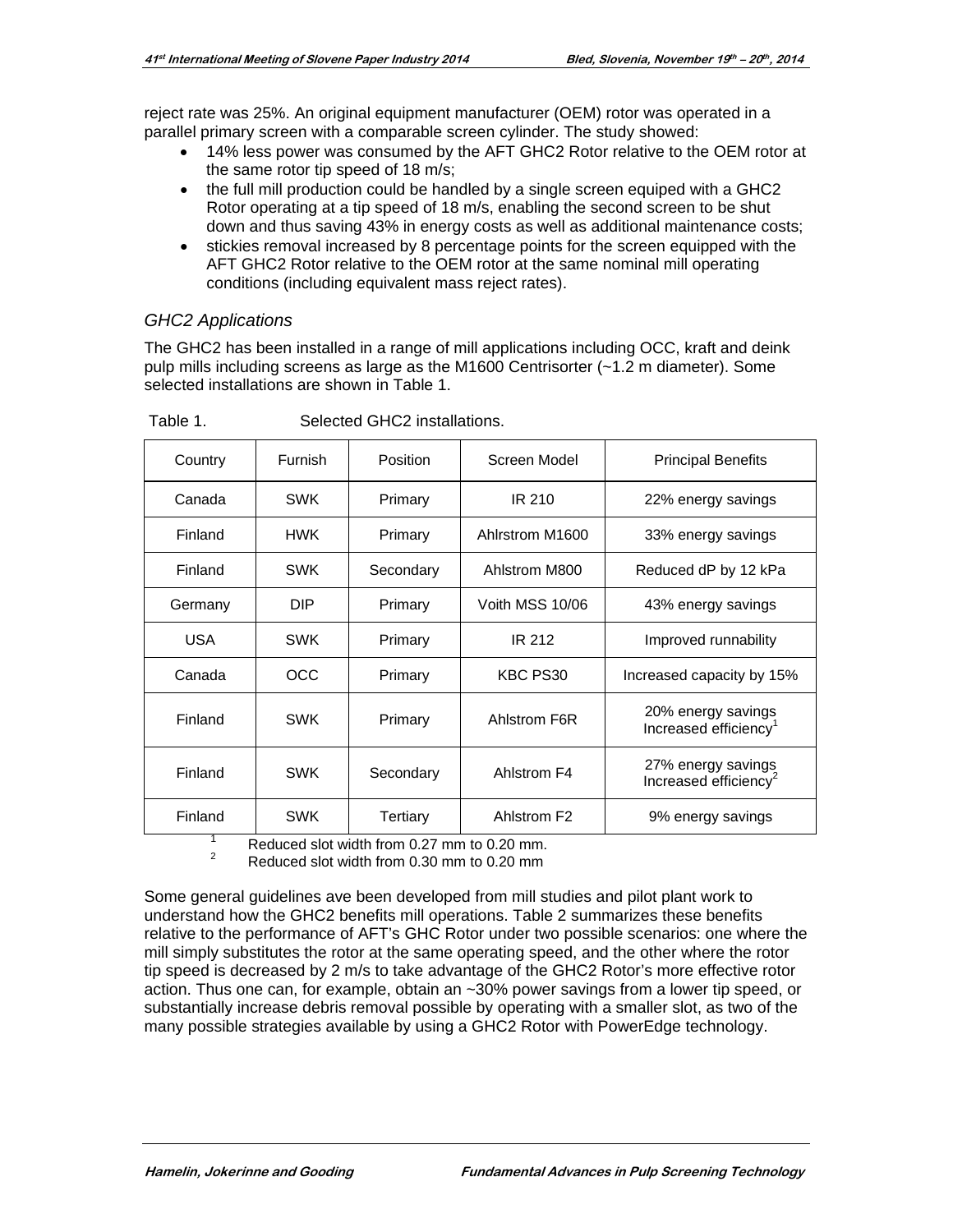reject rate was 25%. An original equipment manufacturer (OEM) rotor was operated in a parallel primary screen with a comparable screen cylinder. The study showed:

- 14% less power was consumed by the AFT GHC2 Rotor relative to the OEM rotor at the same rotor tip speed of 18 m/s;
- the full mill production could be handled by a single screen equiped with a GHC2 Rotor operating at a tip speed of 18 m/s, enabling the second screen to be shut down and thus saving 43% in energy costs as well as additional maintenance costs;
- stickies removal increased by 8 percentage points for the screen equipped with the AFT GHC2 Rotor relative to the OEM rotor at the same nominal mill operating conditions (including equivalent mass reject rates).

### *GHC2 Applications*

The GHC2 has been installed in a range of mill applications including OCC, kraft and deink pulp mills including screens as large as the M1600 Centrisorter (~1.2 m diameter). Some selected installations are shown in Table 1.

Table 1. Selected GHC2 installations.

| Country | Furnish | Position | Screen Model | Principal Benefits |
|---|---|---|---|---|
| Canada | SWK | Primary | IR 210 | 22% energy savings |
| Finland | HWK | Primary | Ahlrstrom M1600 | 33% energy savings |
| Finland | SWK | Secondary | Ahlstom M800 | Reduced dP by 12 kPa |
| Germany | DIP | Primary | Voith MSS 10/06 | 43% energy savings |
| USA | SWK | Primary | IR 212 | Improved runnability |
| Canada | OCC | Primary | KBC PS30 | Increased capacity by 15% |
| Finland | SWK | Primary | Ahlstrom F6R | 20% energy savings Increased efficiency[1] |
| Finland | SWK | Secondary | Ahlstrom F4 | 27% energy savings Increased efficiency[2] |
| Finland | SWK | Tertiary | Ahlstrom F2 | 9% energy savings |

[1] Reduced slot width from 0.27 mm to 0.20 mm.
[2] Reduced slot width from 0.30 mm to 0.20 mm

Some general guidelines ave been developed from mill studies and pilot plant work to understand how the GHC2 benefits mill operations. Table 2 summarizes these benefits relative to the performance of AFT's GHC Rotor under two possible scenarios: one where the mill simply substitutes the rotor at the same operating speed, and the other where the rotor tip speed is decreased by 2 m/s to take advantage of the GHC2 Rotor's more effective rotor action. Thus one can, for example, obtain an ~30% power savings from a lower tip speed, or substantially increase debris removal possible by operating with a smaller slot, as two of the many possible strategies available by using a GHC2 Rotor with PowerEdge technology.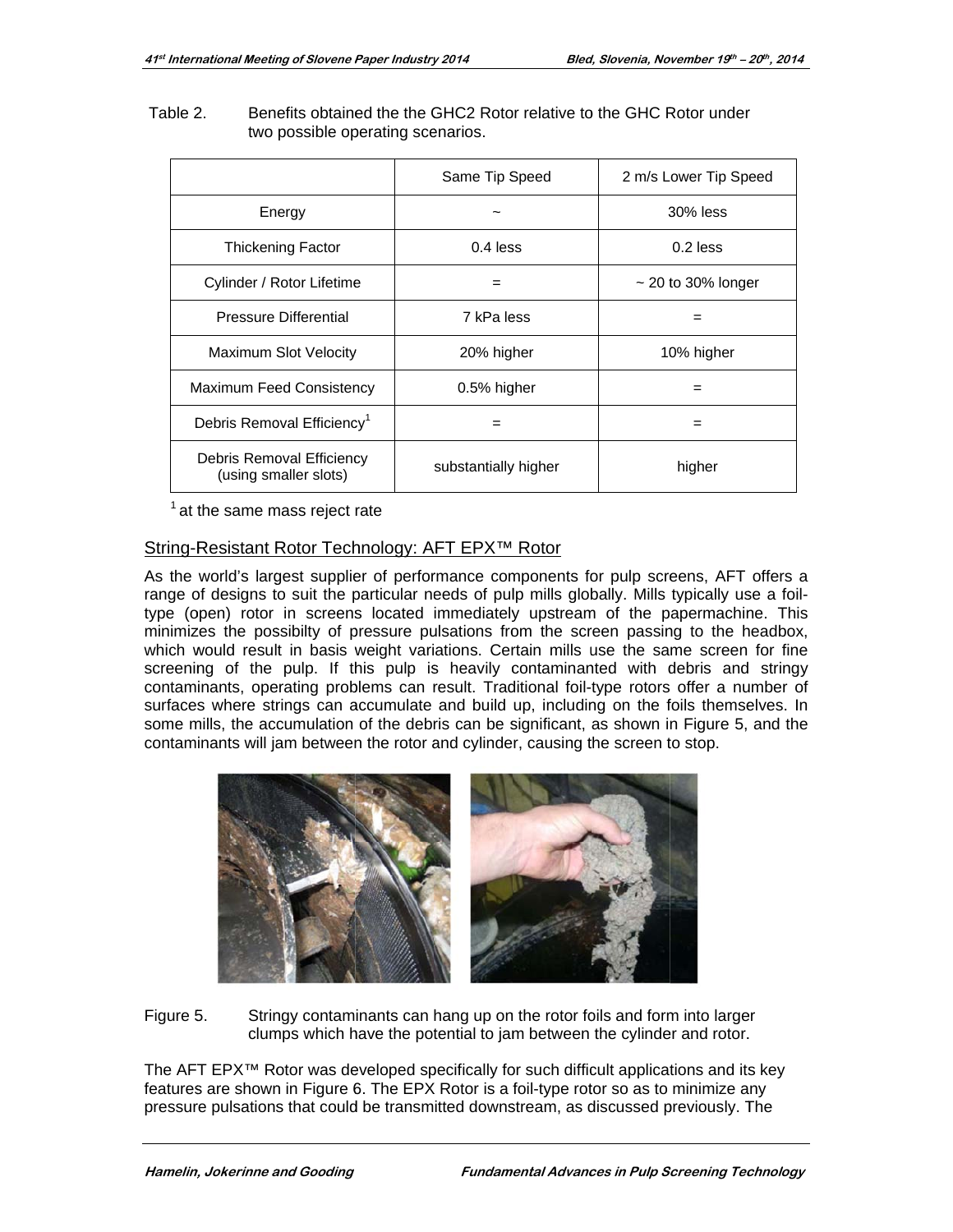Table 2. Benefits obtained the the GHC2 Rotor relative to the GHC Rotor under two possible operating scenarios.

| | Same Tip Speed | 2 m/s Lower Tip Speed |
|---|---|---|
| Energy | ~ | 30% less |
| Thickening Factor | 0.4 less | 0.2 less |
| Cylinder / Rotor Lifetime | = | ~ 20 to 30% longer |
| Pressure Differential | 7 kPa less | = |
| Maximum Slot Velocity | 20% higher | 10% higher |
| Maximum Feed Consistency | 0.5% higher | = |
| Debris Removal Efficiency[1] | = | = |
| Debris Removal Efficiency (using smaller slots) | substantially higher | higher |

[1] at the same mass reject rate

## String-Resistant Rotor Technology: AFT EPX™ Rotor

As the world's largest supplier of performance components for pulp screens, AFT offers a range of designs to suit the particular needs of pulp mills globally. Mills typically use a foil-type (open) rotor in screens located immediately upstream of the papermachine. This minimizes the possibilty of pressure pulsations from the screen passing to the headbox, which would result in basis weight variations. Certain mills use the same screen for fine screening of the pulp. If this pulp is heavily contaminanted with debris and stringy contaminants, operating problems can result. Traditional foil-type rotors offer a number of surfaces where strings can accumulate and build up, including on the foils themselves. In some mills, the accumulation of the debris can be significant, as shown in Figure 5, and the contaminants will jam between the rotor and cylinder, causing the screen to stop.

Figure 5. Stringy contaminants can hang up on the rotor foils and form into larger clumps which have the potential to jam between the cylinder and rotor.

The AFT EPX™ Rotor was developed specifically for such difficult applications and its key features are shown in Figure 6. The EPX Rotor is a foil-type rotor so as to minimize any pressure pulsations that could be transmitted downstream, as discussed previously. The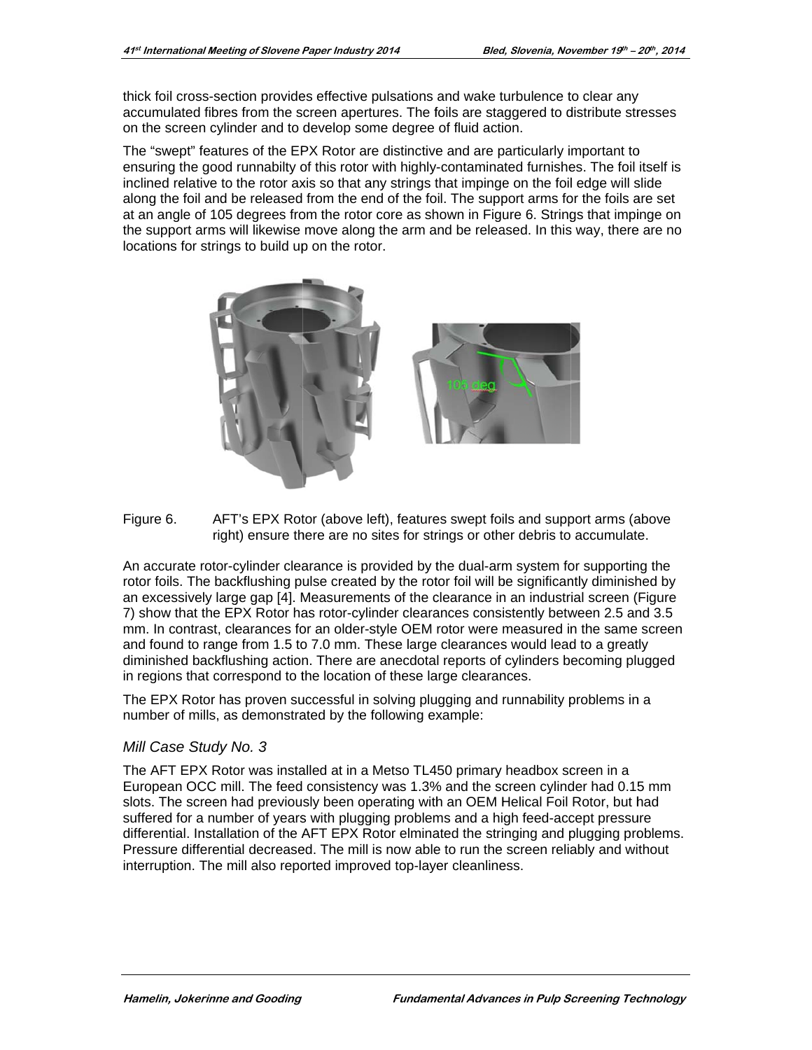thick foil cross-section provides effective pulsations and wake turbulence to clear any accumulated fibres from the screen apertures. The foils are staggered to distribute stresses on the screen cylinder and to develop some degree of fluid action.

The “swept” features of the EPX Rotor are distinctive and are particularly important to ensuring the good runnabilty of this rotor with highly-contaminated furnishes. The foil itself is inclined relative to the rotor axis so that any strings that impinge on the foil edge will slide along the foil and be released from the end of the foil. The support arms for the foils are set at an angle of 105 degrees from the rotor core as shown in Figure 6. Strings that impinge on the support arms will likewise move along the arm and be released. In this way, there are no locations for strings to build up on the rotor.

Figure 6. AFT’s EPX Rotor (above left), features swept foils and support arms (above right) ensure there are no sites for strings or other debris to accumulate.

An accurate rotor-cylinder clearance is provided by the dual-arm system for supporting the rotor foils. The backflushing pulse created by the rotor foil will be significantly diminished by an excessively large gap [4]. Measurements of the clearance in an industrial screen (Figure 7) show that the EPX Rotor has rotor-cylinder clearances consistently between 2.5 and 3.5 mm. In contrast, clearances for an older-style OEM rotor were measured in the same screen and found to range from 1.5 to 7.0 mm. These large clearances would lead to a greatly diminished backflushing action. There are anecdotal reports of cylinders becoming plugged in regions that correspond to the location of these large clearances.

The EPX Rotor has proven successful in solving plugging and runnability problems in a number of mills, as demonstrated by the following example:

### *Mill Case Study No. 3*

The AFT EPX Rotor was installed at in a Metso TL450 primary headbox screen in a European OCC mill. The feed consistency was 1.3% and the screen cylinder had 0.15 mm slots. The screen had previously been operating with an OEM Helical Foil Rotor, but had suffered for a number of years with plugging problems and a high feed-accept pressure differential. Installation of the AFT EPX Rotor elminated the stringing and plugging problems. Pressure differential decreased. The mill is now able to run the screen reliably and without interruption. The mill also reported improved top-layer cleanliness.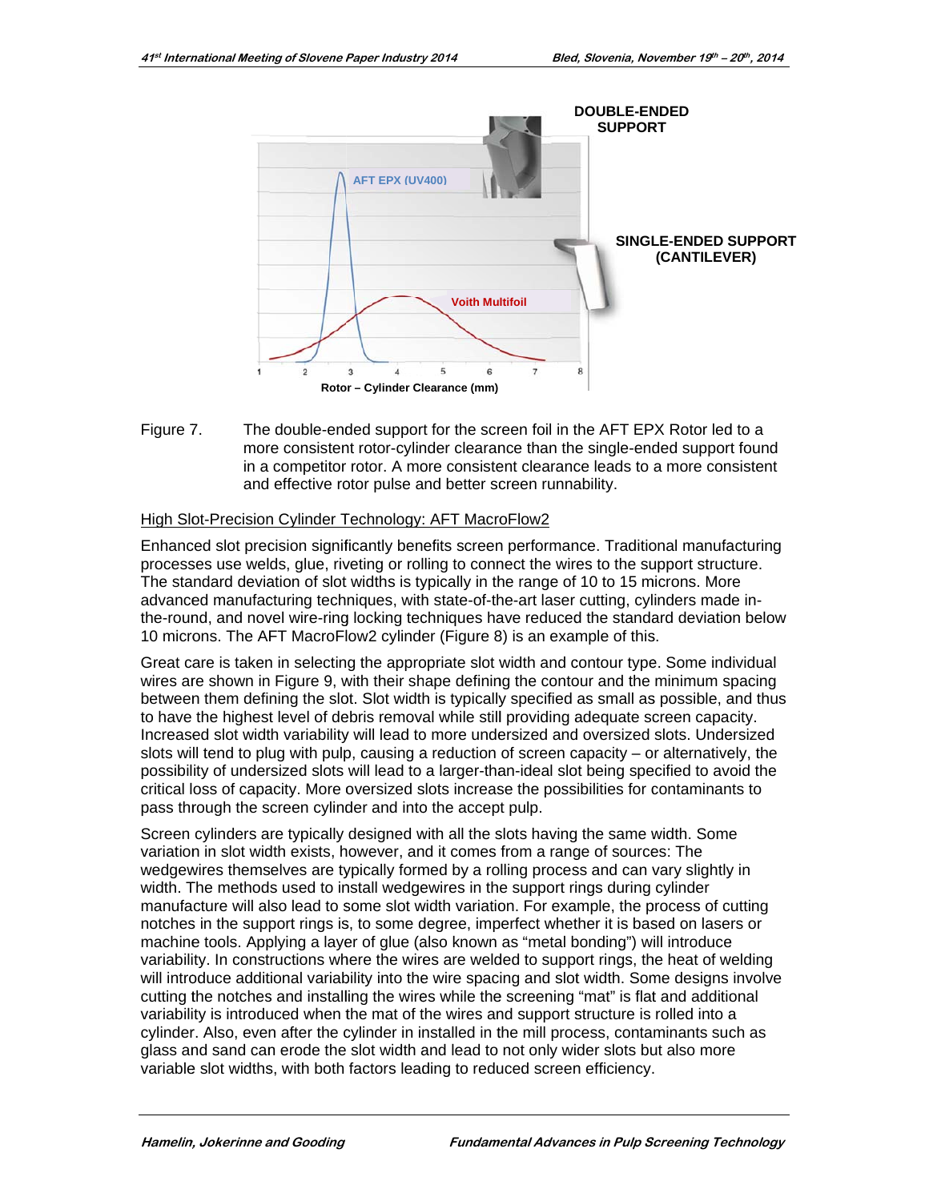Figure 7. The double-ended support for the screen foil in the AFT EPX Rotor led to a more consistent rotor-cylinder clearance than the single-ended support found in a competitor rotor. A more consistent clearance leads to a more consistent and effective rotor pulse and better screen runnability.

High Slot-Precision Cylinder Technology: AFT MacroFlow2

Enhanced slot precision significantly benefits screen performance. Traditional manufacturing processes use welds, glue, riveting or rolling to connect the wires to the support structure. The standard deviation of slot widths is typically in the range of 10 to 15 microns. More advanced manufacturing techniques, with state-of-the-art laser cutting, cylinders made in-the-round, and novel wire-ring locking techniques have reduced the standard deviation below 10 microns. The AFT MacroFlow2 cylinder (Figure 8) is an example of this.

Great care is taken in selecting the appropriate slot width and contour type. Some individual wires are shown in Figure 9, with their shape defining the contour and the minimum spacing between them defining the slot. Slot width is typically specified as small as possible, and thus to have the highest level of debris removal while still providing adequate screen capacity. Increased slot width variability will lead to more undersized and oversized slots. Undersized slots will tend to plug with pulp, causing a reduction of screen capacity – or alternatively, the possibility of undersized slots will lead to a larger-than-ideal slot being specified to avoid the critical loss of capacity. More oversized slots increase the possibilities for contaminants to pass through the screen cylinder and into the accept pulp.

Screen cylinders are typically designed with all the slots having the same width. Some variation in slot width exists, however, and it comes from a range of sources: The wedgewires themselves are typically formed by a rolling process and can vary slightly in width. The methods used to install wedgewires in the support rings during cylinder manufacture will also lead to some slot width variation. For example, the process of cutting notches in the support rings is, to some degree, imperfect whether it is based on lasers or machine tools. Applying a layer of glue (also known as "metal bonding") will introduce variability. In constructions where the wires are welded to support rings, the heat of welding will introduce additional variability into the wire spacing and slot width. Some designs involve cutting the notches and installing the wires while the screening "mat" is flat and additional variability is introduced when the mat of the wires and support structure is rolled into a cylinder. Also, even after the cylinder in installed in the mill process, contaminants such as glass and sand can erode the slot width and lead to not only wider slots but also more variable slot widths, with both factors leading to reduced screen efficiency.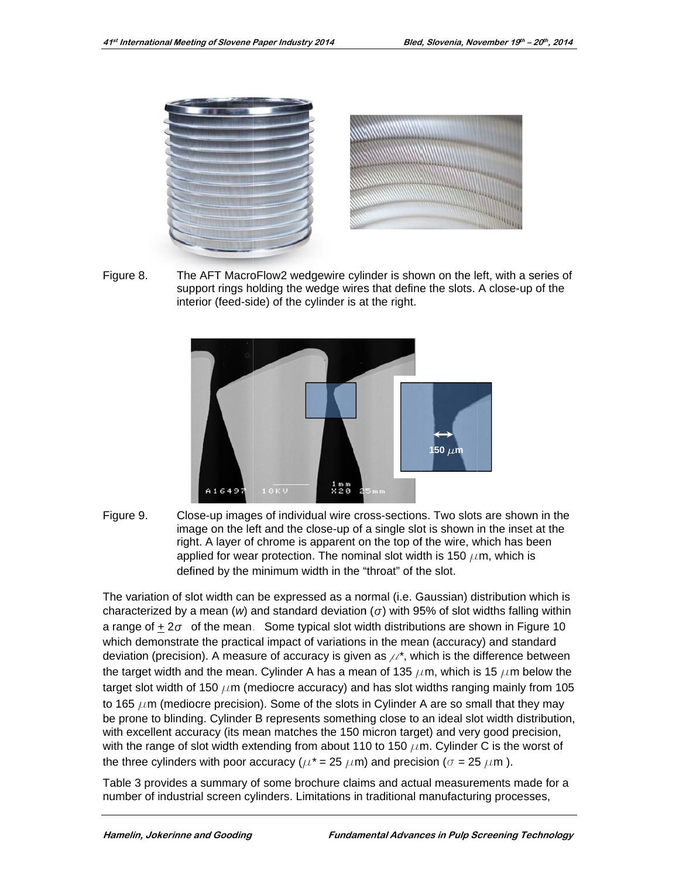Figure 8. The AFT MacroFlow2 wedgewire cylinder is shown on the left, with a series of support rings holding the wedge wires that define the slots. A close-up of the interior (feed-side) of the cylinder is at the right.

Figure 9. Close-up images of individual wire cross-sections. Two slots are shown in the image on the left and the close-up of a single slot is shown in the inset at the right. A layer of chrome is apparent on the top of the wire, which has been applied for wear protection. The nominal slot width is 150 $\mu$m, which is defined by the minimum width in the "throat" of the slot.

The variation of slot width can be expressed as a normal (i.e. Gaussian) distribution which is characterized by a mean ($w$) and standard deviation ($\sigma$) with 95% of slot widths falling within a range of $\pm 2\sigma$ of the mean. Some typical slot width distributions are shown in Figure 10 which demonstrate the practical impact of variations in the mean (accuracy) and standard deviation (precision). A measure of accuracy is given as $\mu^*$, which is the difference between the target width and the mean. Cylinder A has a mean of 135 $\mu$m, which is 15 $\mu$m below the target slot width of 150 $\mu$m (mediocre accuracy) and has slot widths ranging mainly from 105 to 165 $\mu$m (mediocre precision). Some of the slots in Cylinder A are so small that they may be prone to blinding. Cylinder B represents something close to an ideal slot width distribution, with excellent accuracy (its mean matches the 150 micron target) and very good precision, with the range of slot width extending from about 110 to 150 $\mu$m. Cylinder C is the worst of the three cylinders with poor accuracy ($\mu^* = 25$ $\mu$m) and precision ($\sigma = 25$ $\mu$m ).

Table 3 provides a summary of some brochure claims and actual measurements made for a number of industrial screen cylinders. Limitations in traditional manufacturing processes,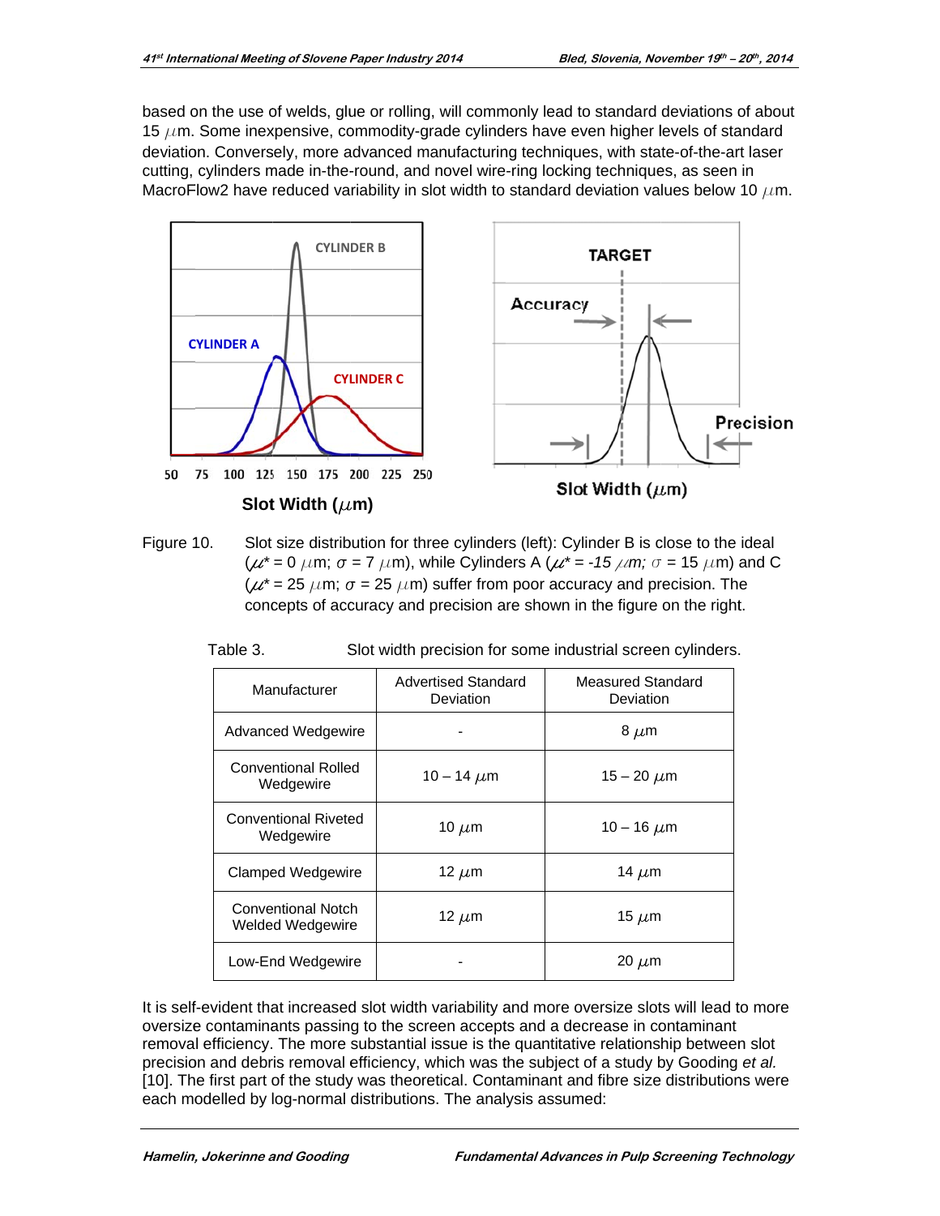based on the use of welds, glue or rolling, will commonly lead to standard deviations of about 15 $\mu$m. Some inexpensive, commodity-grade cylinders have even higher levels of standard deviation. Conversely, more advanced manufacturing techniques, with state-of-the-art laser cutting, cylinders made in-the-round, and novel wire-ring locking techniques, as seen in MacroFlow2 have reduced variability in slot width to standard deviation values below 10 $\mu$m.

Figure 10. Slot size distribution for three cylinders (left): Cylinder B is close to the ideal ($\mu^*$ = 0 $\mu$m; $\sigma$ = 7 $\mu$m), while Cylinders A ($\mu^*$ = *-15* $\mu$*m;* $\sigma$ = 15 $\mu$m) and C ($\mu^*$ = 25 $\mu$m; $\sigma$ = 25 $\mu$m) suffer from poor accuracy and precision. The concepts of accuracy and precision are shown in the figure on the right.

Table 3. Slot width precision for some industrial screen cylinders.

| Manufacturer | Advertised Standard Deviation | Measured Standard Deviation |
|---|---|---|
| Advanced Wedgewire | - | 8 $\mu$m |
| Conventional Rolled Wedgewire | 10 – 14 $\mu$m | 15 – 20 $\mu$m |
| Conventional Riveted Wedgewire | 10 $\mu$m | 10 – 16 $\mu$m |
| Clamped Wedgewire | 12 $\mu$m | 14 $\mu$m |
| Conventional Notch Welded Wedgewire | 12 $\mu$m | 15 $\mu$m |
| Low-End Wedgewire | - | 20 $\mu$m |

It is self-evident that increased slot width variability and more oversize slots will lead to more oversize contaminants passing to the screen accepts and a decrease in contaminant removal efficiency. The more substantial issue is the quantitative relationship between slot precision and debris removal efficiency, which was the subject of a study by Gooding *et al.* [10]. The first part of the study was theoretical. Contaminant and fibre size distributions were each modelled by log-normal distributions. The analysis assumed: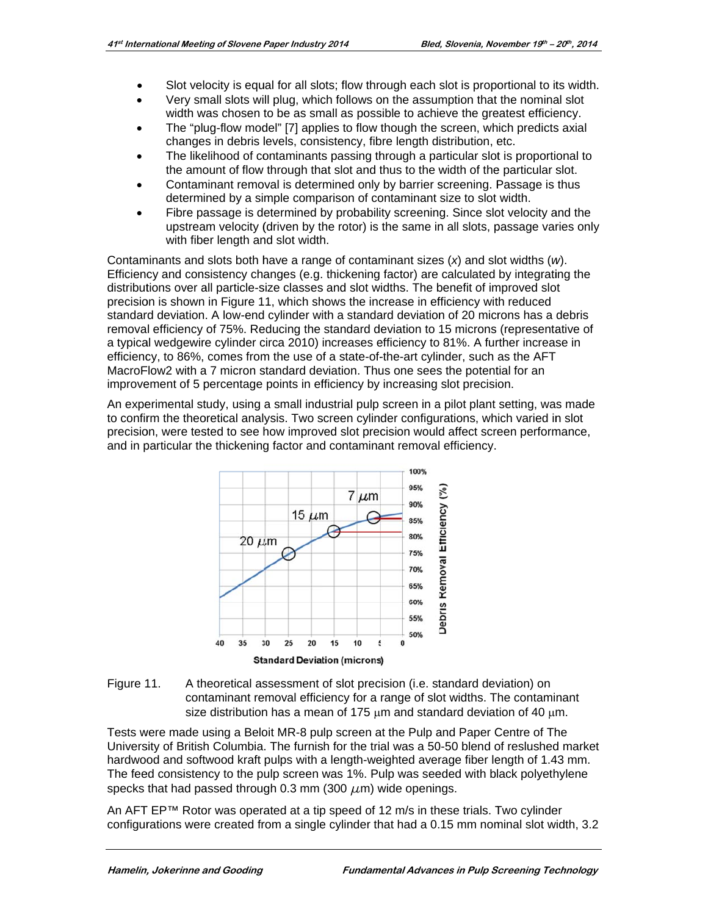- Slot velocity is equal for all slots; flow through each slot is proportional to its width.
- Very small slots will plug, which follows on the assumption that the nominal slot width was chosen to be as small as possible to achieve the greatest efficiency.
- The "plug-flow model" [7] applies to flow though the screen, which predicts axial changes in debris levels, consistency, fibre length distribution, etc.
- The likelihood of contaminants passing through a particular slot is proportional to the amount of flow through that slot and thus to the width of the particular slot.
- Contaminant removal is determined only by barrier screening. Passage is thus determined by a simple comparison of contaminant size to slot width.
- Fibre passage is determined by probability screening. Since slot velocity and the upstream velocity (driven by the rotor) is the same in all slots, passage varies only with fiber length and slot width.

Contaminants and slots both have a range of contaminant sizes ($x$) and slot widths ($w$). Efficiency and consistency changes (e.g. thickening factor) are calculated by integrating the distributions over all particle-size classes and slot widths. The benefit of improved slot precision is shown in Figure 11, which shows the increase in efficiency with reduced standard deviation. A low-end cylinder with a standard deviation of 20 microns has a debris removal efficiency of 75%. Reducing the standard deviation to 15 microns (representative of a typical wedgewire cylinder circa 2010) increases efficiency to 81%. A further increase in efficiency, to 86%, comes from the use of a state-of-the-art cylinder, such as the AFT MacroFlow2 with a 7 micron standard deviation. Thus one sees the potential for an improvement of 5 percentage points in efficiency by increasing slot precision.

An experimental study, using a small industrial pulp screen in a pilot plant setting, was made to confirm the theoretical analysis. Two screen cylinder configurations, which varied in slot precision, were tested to see how improved slot precision would affect screen performance, and in particular the thickening factor and contaminant removal efficiency.

Figure 11. A theoretical assessment of slot precision (i.e. standard deviation) on contaminant removal efficiency for a range of slot widths. The contaminant size distribution has a mean of 175 μm and standard deviation of 40 μm.

Tests were made using a Beloit MR-8 pulp screen at the Pulp and Paper Centre of The University of British Columbia. The furnish for the trial was a 50-50 blend of reslushed market hardwood and softwood kraft pulps with a length-weighted average fiber length of 1.43 mm. The feed consistency to the pulp screen was 1%. Pulp was seeded with black polyethylene specks that had passed through 0.3 mm (300 μm) wide openings.

An AFT EP™ Rotor was operated at a tip speed of 12 m/s in these trials. Two cylinder configurations were created from a single cylinder that had a 0.15 mm nominal slot width, 3.2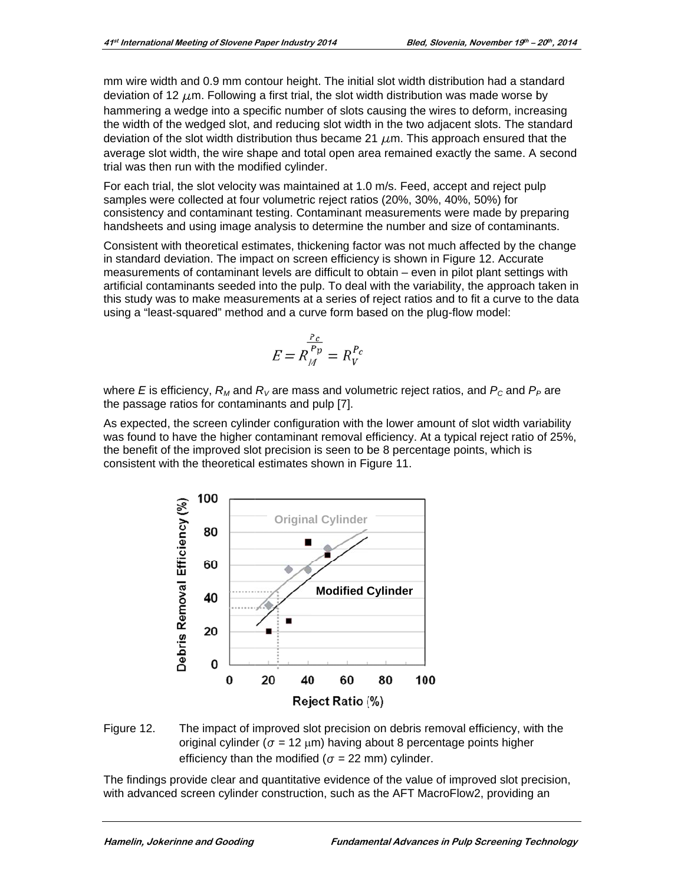mm wire width and 0.9 mm contour height. The initial slot width distribution had a standard deviation of 12 $\mu$m. Following a first trial, the slot width distribution was made worse by hammering a wedge into a specific number of slots causing the wires to deform, increasing the width of the wedged slot, and reducing slot width in the two adjacent slots. The standard deviation of the slot width distribution thus became 21 $\mu$m. This approach ensured that the average slot width, the wire shape and total open area remained exactly the same. A second trial was then run with the modified cylinder.

For each trial, the slot velocity was maintained at 1.0 m/s. Feed, accept and reject pulp samples were collected at four volumetric reject ratios (20%, 30%, 40%, 50%) for consistency and contaminant testing. Contaminant measurements were made by preparing handsheets and using image analysis to determine the number and size of contaminants.

Consistent with theoretical estimates, thickening factor was not much affected by the change in standard deviation. The impact on screen efficiency is shown in Figure 12. Accurate measurements of contaminant levels are difficult to obtain – even in pilot plant settings with artificial contaminants seeded into the pulp. To deal with the variability, the approach taken in this study was to make measurements at a series of reject ratios and to fit a curve to the data using a "least-squared" method and a curve form based on the plug-flow model:

$$E = R_M^{\frac{P_c}{P_p}} = R_V^{P_c}$$

where $E$ is efficiency, $R_M$ and $R_V$ are mass and volumetric reject ratios, and $P_C$ and $P_P$ are the passage ratios for contaminants and pulp [7].

As expected, the screen cylinder configuration with the lower amount of slot width variability was found to have the higher contaminant removal efficiency. At a typical reject ratio of 25%, the benefit of the improved slot precision is seen to be 8 percentage points, which is consistent with the theoretical estimates shown in Figure 11.

Figure 12. The impact of improved slot precision on debris removal efficiency, with the original cylinder ($\sigma$ = 12 $\mu$m) having about 8 percentage points higher efficiency than the modified ($\sigma$ = 22 mm) cylinder.

The findings provide clear and quantitative evidence of the value of improved slot precision, with advanced screen cylinder construction, such as the AFT MacroFlow2, providing an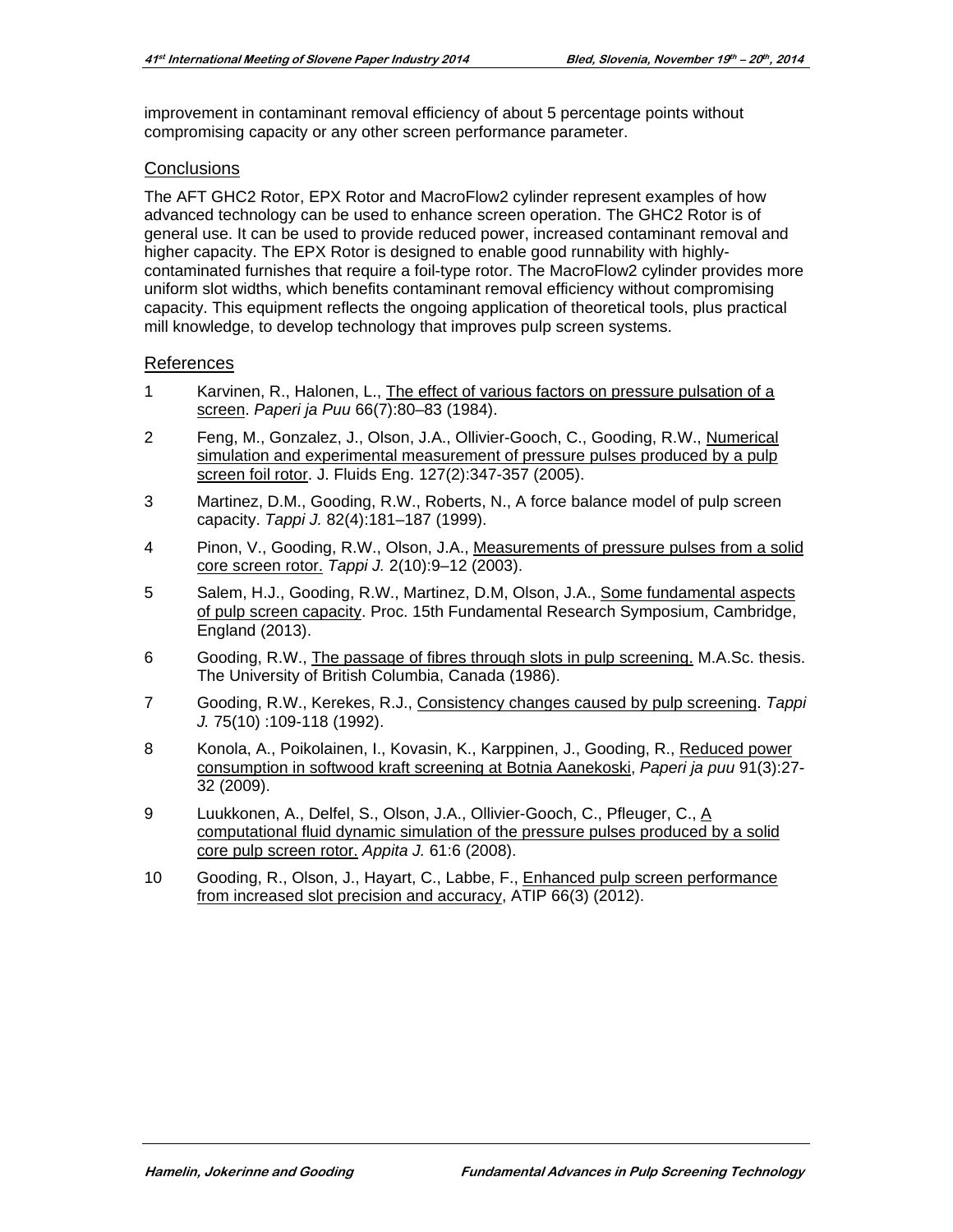improvement in contaminant removal efficiency of about 5 percentage points without compromising capacity or any other screen performance parameter.

## Conclusions

The AFT GHC2 Rotor, EPX Rotor and MacroFlow2 cylinder represent examples of how advanced technology can be used to enhance screen operation. The GHC2 Rotor is of general use. It can be used to provide reduced power, increased contaminant removal and higher capacity. The EPX Rotor is designed to enable good runnability with highly-contaminated furnishes that require a foil-type rotor. The MacroFlow2 cylinder provides more uniform slot widths, which benefits contaminant removal efficiency without compromising capacity. This equipment reflects the ongoing application of theoretical tools, plus practical mill knowledge, to develop technology that improves pulp screen systems.

## References

1. Karvinen, R., Halonen, L., The effect of various factors on pressure pulsation of a screen. *Paperi ja Puu* 66(7):80–83 (1984).
2. Feng, M., Gonzalez, J., Olson, J.A., Ollivier-Gooch, C., Gooding, R.W., Numerical simulation and experimental measurement of pressure pulses produced by a pulp screen foil rotor. J. Fluids Eng. 127(2):347-357 (2005).
3. Martinez, D.M., Gooding, R.W., Roberts, N., A force balance model of pulp screen capacity. *Tappi J.* 82(4):181–187 (1999).
4. Pinon, V., Gooding, R.W., Olson, J.A., Measurements of pressure pulses from a solid core screen rotor. *Tappi J.* 2(10):9–12 (2003).
5. Salem, H.J., Gooding, R.W., Martinez, D.M, Olson, J.A., Some fundamental aspects of pulp screen capacity. Proc. 15th Fundamental Research Symposium, Cambridge, England (2013).
6. Gooding, R.W., The passage of fibres through slots in pulp screening. M.A.Sc. thesis. The University of British Columbia, Canada (1986).
7. Gooding, R.W., Kerekes, R.J., Consistency changes caused by pulp screening. *Tappi J.* 75(10) :109-118 (1992).
8. Konola, A., Poikolainen, I., Kovasin, K., Karppinen, J., Gooding, R., Reduced power consumption in softwood kraft screening at Botnia Aanekoski, *Paperi ja puu* 91(3):27-32 (2009).
9. Luukkonen, A., Delfel, S., Olson, J.A., Ollivier-Gooch, C., Pfleuger, C., A computational fluid dynamic simulation of the pressure pulses produced by a solid core pulp screen rotor. *Appita J.* 61:6 (2008).
10. Gooding, R., Olson, J., Hayart, C., Labbe, F., Enhanced pulp screen performance from increased slot precision and accuracy, ATIP 66(3) (2012).